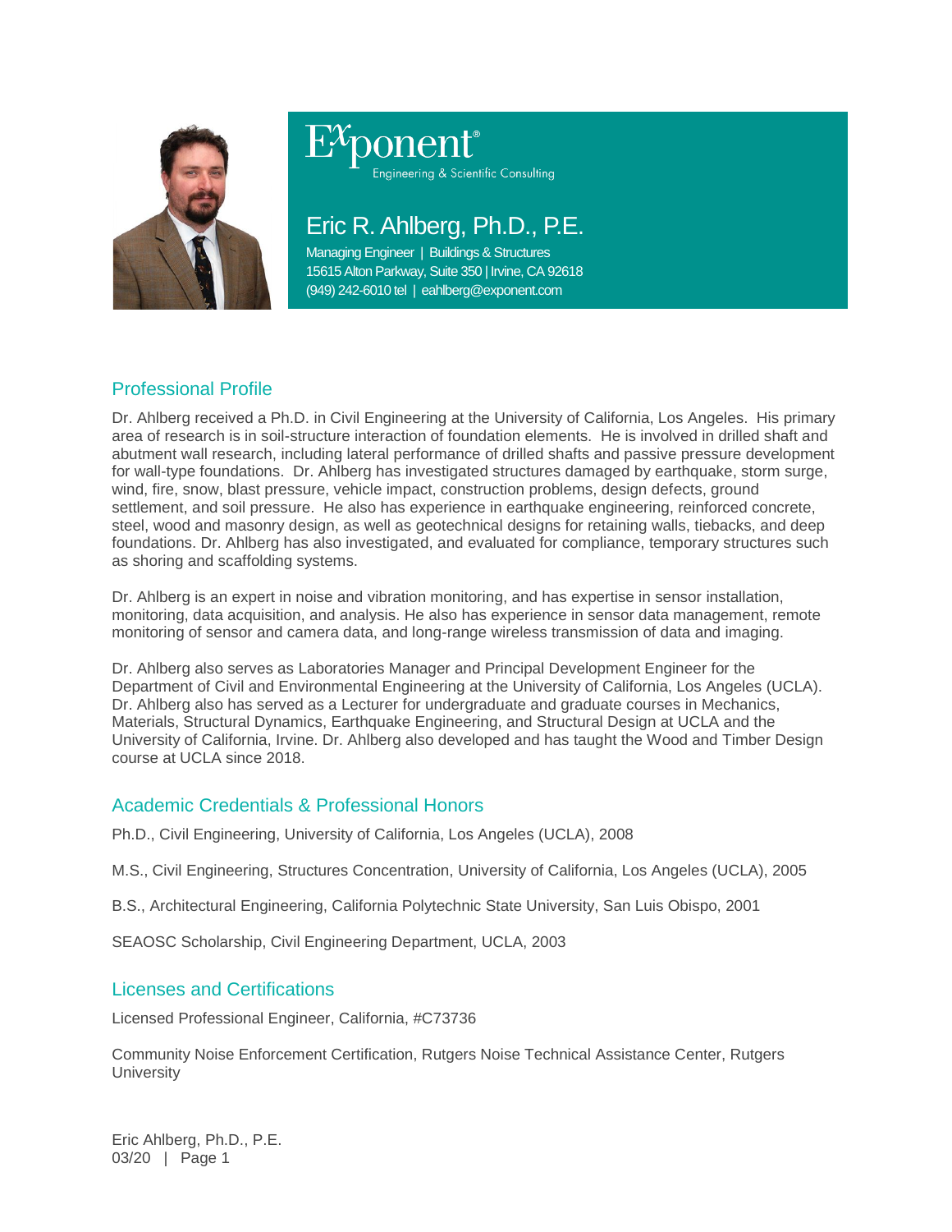Exponent®
Engineering & Scientific Consulting

# Eric R. Ahlberg, Ph.D., P.E.

Managing Engineer | Buildings & Structures
15615 Alton Parkway, Suite 350 | Irvine, CA 92618
(949) 242-6010 tel | eahlberg@exponent.com

## Professional Profile

Dr. Ahlberg received a Ph.D. in Civil Engineering at the University of California, Los Angeles. His primary area of research is in soil-structure interaction of foundation elements. He is involved in drilled shaft and abutment wall research, including lateral performance of drilled shafts and passive pressure development for wall-type foundations. Dr. Ahlberg has investigated structures damaged by earthquake, storm surge, wind, fire, snow, blast pressure, vehicle impact, construction problems, design defects, ground settlement, and soil pressure. He also has experience in earthquake engineering, reinforced concrete, steel, wood and masonry design, as well as geotechnical designs for retaining walls, tiebacks, and deep foundations. Dr. Ahlberg has also investigated, and evaluated for compliance, temporary structures such as shoring and scaffolding systems.

Dr. Ahlberg is an expert in noise and vibration monitoring, and has expertise in sensor installation, monitoring, data acquisition, and analysis. He also has experience in sensor data management, remote monitoring of sensor and camera data, and long-range wireless transmission of data and imaging.

Dr. Ahlberg also serves as Laboratories Manager and Principal Development Engineer for the Department of Civil and Environmental Engineering at the University of California, Los Angeles (UCLA). Dr. Ahlberg also has served as a Lecturer for undergraduate and graduate courses in Mechanics, Materials, Structural Dynamics, Earthquake Engineering, and Structural Design at UCLA and the University of California, Irvine. Dr. Ahlberg also developed and has taught the Wood and Timber Design course at UCLA since 2018.

## Academic Credentials & Professional Honors

Ph.D., Civil Engineering, University of California, Los Angeles (UCLA), 2008

M.S., Civil Engineering, Structures Concentration, University of California, Los Angeles (UCLA), 2005

B.S., Architectural Engineering, California Polytechnic State University, San Luis Obispo, 2001

SEAOSC Scholarship, Civil Engineering Department, UCLA, 2003

## Licenses and Certifications

Licensed Professional Engineer, California, #C73736

Community Noise Enforcement Certification, Rutgers Noise Technical Assistance Center, Rutgers University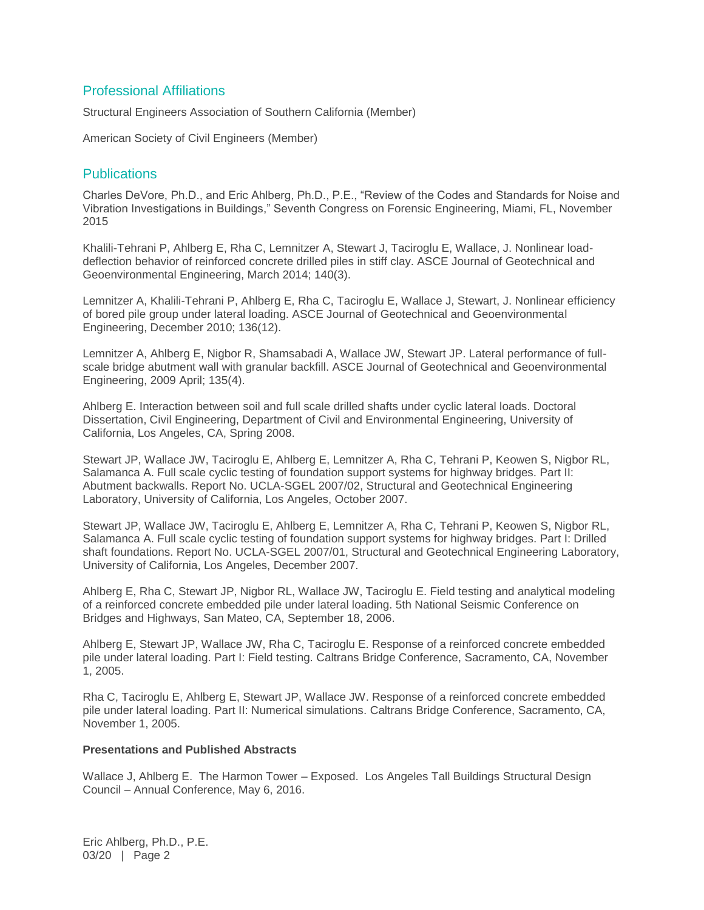## Professional Affiliations

Structural Engineers Association of Southern California (Member)

American Society of Civil Engineers (Member)

## Publications

Charles DeVore, Ph.D., and Eric Ahlberg, Ph.D., P.E., "Review of the Codes and Standards for Noise and Vibration Investigations in Buildings," Seventh Congress on Forensic Engineering, Miami, FL, November 2015

Khalili-Tehrani P, Ahlberg E, Rha C, Lemnitzer A, Stewart J, Taciroglu E, Wallace, J. Nonlinear load-deflection behavior of reinforced concrete drilled piles in stiff clay. ASCE Journal of Geotechnical and Geoenvironmental Engineering, March 2014; 140(3).

Lemnitzer A, Khalili-Tehrani P, Ahlberg E, Rha C, Taciroglu E, Wallace J, Stewart, J. Nonlinear efficiency of bored pile group under lateral loading. ASCE Journal of Geotechnical and Geoenvironmental Engineering, December 2010; 136(12).

Lemnitzer A, Ahlberg E, Nigbor R, Shamsabadi A, Wallace JW, Stewart JP. Lateral performance of full-scale bridge abutment wall with granular backfill. ASCE Journal of Geotechnical and Geoenvironmental Engineering, 2009 April; 135(4).

Ahlberg E. Interaction between soil and full scale drilled shafts under cyclic lateral loads. Doctoral Dissertation, Civil Engineering, Department of Civil and Environmental Engineering, University of California, Los Angeles, CA, Spring 2008.

Stewart JP, Wallace JW, Taciroglu E, Ahlberg E, Lemnitzer A, Rha C, Tehrani P, Keowen S, Nigbor RL, Salamanca A. Full scale cyclic testing of foundation support systems for highway bridges. Part II: Abutment backwalls. Report No. UCLA-SGEL 2007/02, Structural and Geotechnical Engineering Laboratory, University of California, Los Angeles, October 2007.

Stewart JP, Wallace JW, Taciroglu E, Ahlberg E, Lemnitzer A, Rha C, Tehrani P, Keowen S, Nigbor RL, Salamanca A. Full scale cyclic testing of foundation support systems for highway bridges. Part I: Drilled shaft foundations. Report No. UCLA-SGEL 2007/01, Structural and Geotechnical Engineering Laboratory, University of California, Los Angeles, December 2007.

Ahlberg E, Rha C, Stewart JP, Nigbor RL, Wallace JW, Taciroglu E. Field testing and analytical modeling of a reinforced concrete embedded pile under lateral loading. 5th National Seismic Conference on Bridges and Highways, San Mateo, CA, September 18, 2006.

Ahlberg E, Stewart JP, Wallace JW, Rha C, Taciroglu E. Response of a reinforced concrete embedded pile under lateral loading. Part I: Field testing. Caltrans Bridge Conference, Sacramento, CA, November 1, 2005.

Rha C, Taciroglu E, Ahlberg E, Stewart JP, Wallace JW. Response of a reinforced concrete embedded pile under lateral loading. Part II: Numerical simulations. Caltrans Bridge Conference, Sacramento, CA, November 1, 2005.

**Presentations and Published Abstracts**

Wallace J, Ahlberg E. The Harmon Tower – Exposed. Los Angeles Tall Buildings Structural Design Council – Annual Conference, May 6, 2016.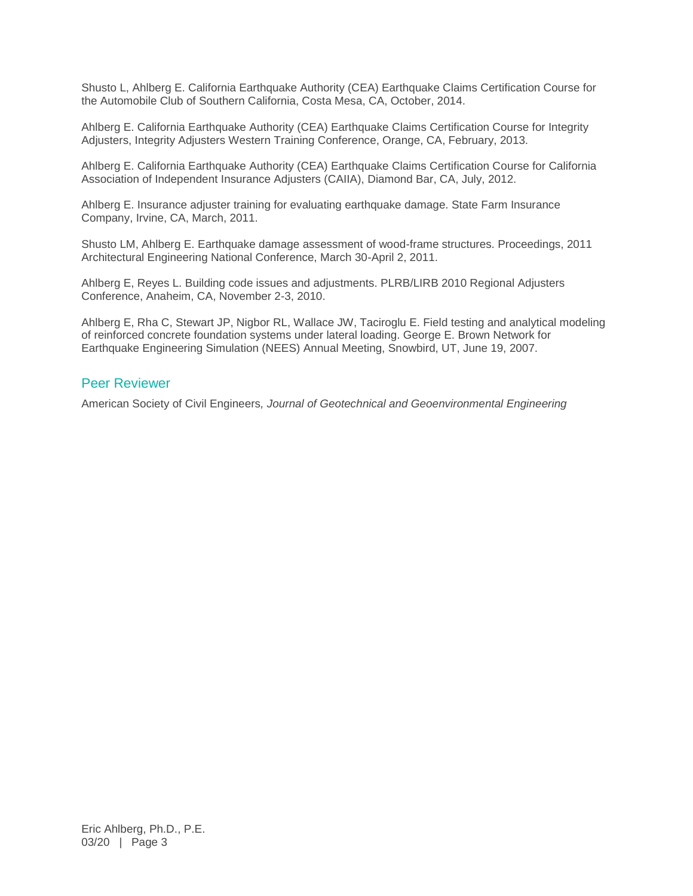Shusto L, Ahlberg E. California Earthquake Authority (CEA) Earthquake Claims Certification Course for the Automobile Club of Southern California, Costa Mesa, CA, October, 2014.

Ahlberg E. California Earthquake Authority (CEA) Earthquake Claims Certification Course for Integrity Adjusters, Integrity Adjusters Western Training Conference, Orange, CA, February, 2013.

Ahlberg E. California Earthquake Authority (CEA) Earthquake Claims Certification Course for California Association of Independent Insurance Adjusters (CAIIA), Diamond Bar, CA, July, 2012.

Ahlberg E. Insurance adjuster training for evaluating earthquake damage. State Farm Insurance Company, Irvine, CA, March, 2011.

Shusto LM, Ahlberg E. Earthquake damage assessment of wood-frame structures. Proceedings, 2011 Architectural Engineering National Conference, March 30-April 2, 2011.

Ahlberg E, Reyes L. Building code issues and adjustments. PLRB/LIRB 2010 Regional Adjusters Conference, Anaheim, CA, November 2-3, 2010.

Ahlberg E, Rha C, Stewart JP, Nigbor RL, Wallace JW, Taciroglu E. Field testing and analytical modeling of reinforced concrete foundation systems under lateral loading. George E. Brown Network for Earthquake Engineering Simulation (NEES) Annual Meeting, Snowbird, UT, June 19, 2007.

## Peer Reviewer

American Society of Civil Engineers*, Journal of Geotechnical and Geoenvironmental Engineering*